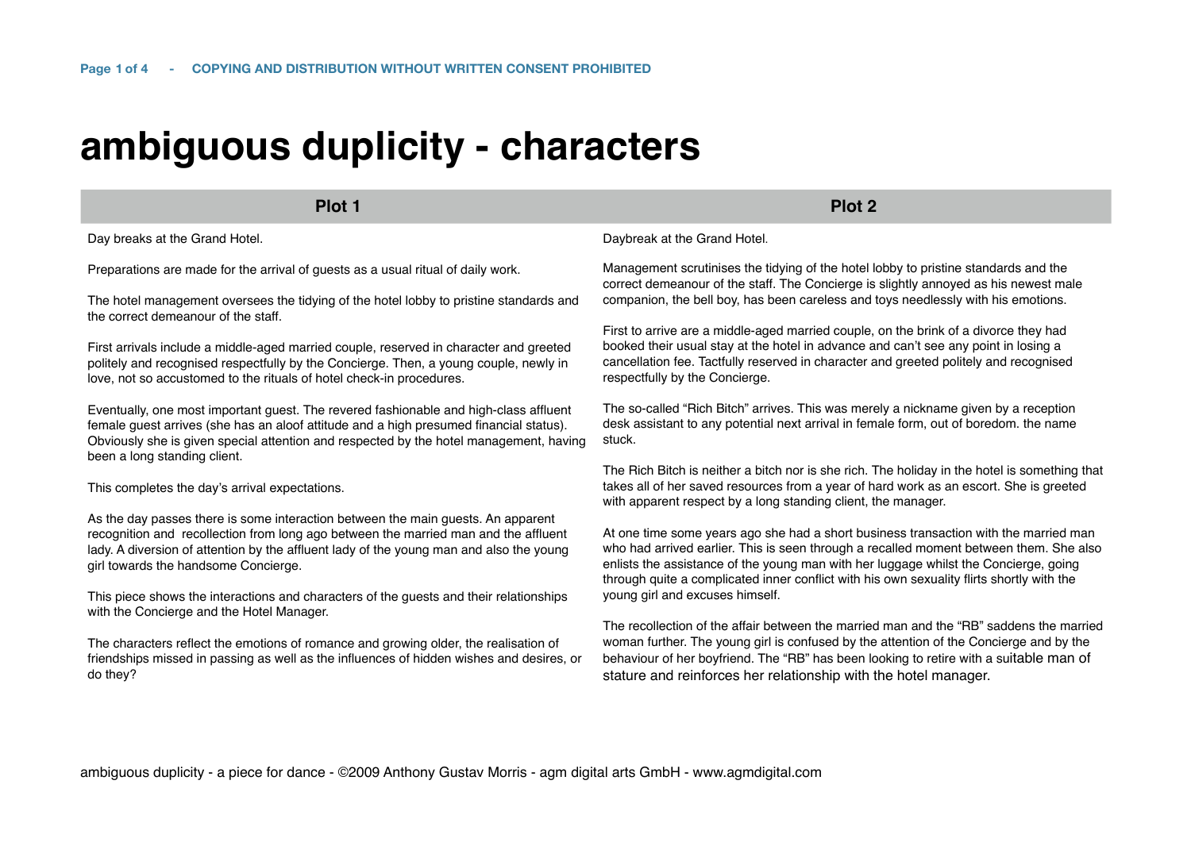# ambiguous duplicity - characters

## Plot 1

Day breaks at the Grand Hotel.

Preparations are made for the arrival of guests as a usual ritual of daily work.

The hotel management oversees the tidying of the hotel lobby to pristine standards and the correct demeanour of the staff.

First arrivals include a middle-aged married couple, reserved in character and greeted politely and recognised respectfully by the Concierge. Then, a young couple, newly in love, not so accustomed to the rituals of hotel check-in procedures.

Eventually, one most important guest. The revered fashionable and high-class affluent female guest arrives (she has an aloof attitude and a high presumed financial status). Obviously she is given special attention and respected by the hotel management, having been a long standing client.

This completes the day's arrival expectations.

As the day passes there is some interaction between the main guests. An apparent recognition and recollection from long ago between the married man and the affluent lady. A diversion of attention by the affluent lady of the young man and also the young girl towards the handsome Concierge.

This piece shows the interactions and characters of the guests and their relationships with the Concierge and the Hotel Manager.

The characters reflect the emotions of romance and growing older, the realisation of friendships missed in passing as well as the influences of hidden wishes and desires, or do they?

## Plot 2

Daybreak at the Grand Hotel.

Management scrutinises the tidying of the hotel lobby to pristine standards and the correct demeanour of the staff. The Concierge is slightly annoyed as his newest male companion, the bell boy, has been careless and toys needlessly with his emotions.

First to arrive are a middle-aged married couple, on the brink of a divorce they had booked their usual stay at the hotel in advance and can't see any point in losing a cancellation fee. Tactfully reserved in character and greeted politely and recognised respectfully by the Concierge.

The so-called "Rich Bitch" arrives. This was merely a nickname given by a reception desk assistant to any potential next arrival in female form, out of boredom. the name stuck.

The Rich Bitch is neither a bitch nor is she rich. The holiday in the hotel is something that takes all of her saved resources from a year of hard work as an escort. She is greeted with apparent respect by a long standing client, the manager.

At one time some years ago she had a short business transaction with the married man who had arrived earlier. This is seen through a recalled moment between them. She also enlists the assistance of the young man with her luggage whilst the Concierge, going through quite a complicated inner conflict with his own sexuality flirts shortly with the young girl and excuses himself.

The recollection of the affair between the married man and the "RB" saddens the married woman further. The young girl is confused by the attention of the Concierge and by the behaviour of her boyfriend. The "RB" has been looking to retire with a suitable man of stature and reinforces her relationship with the hotel manager.

ambiguous duplicity - a piece for dance - ©2009 Anthony Gustav Morris - agm digital arts GmbH - www.agmdigital.com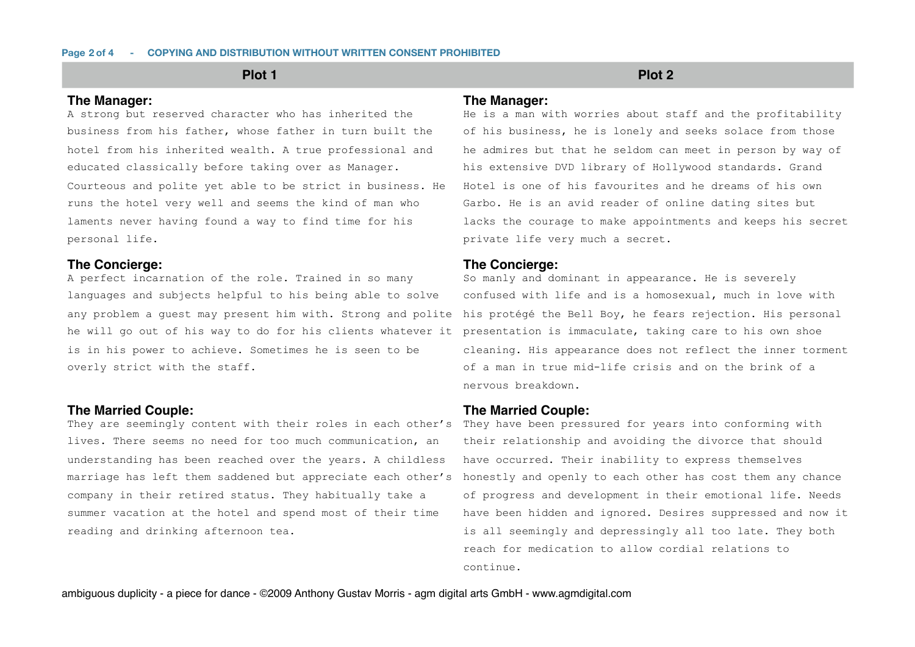## Plot 1

### The Manager:

A strong but reserved character who has inherited the business from his father, whose father in turn built the hotel from his inherited wealth. A true professional and educated classically before taking over as Manager. Courteous and polite yet able to be strict in business. He runs the hotel very well and seems the kind of man who laments never having found a way to find time for his personal life.

### The Concierge:

A perfect incarnation of the role. Trained in so many languages and subjects helpful to his being able to solve any problem a guest may present him with. Strong and polite he will go out of his way to do for his clients whatever it is in his power to achieve. Sometimes he is seen to be overly strict with the staff.

### The Married Couple:

They are seemingly content with their roles in each other's lives. There seems no need for too much communication, an understanding has been reached over the years. A childless marriage has left them saddened but appreciate each other's company in their retired status. They habitually take a summer vacation at the hotel and spend most of their time reading and drinking afternoon tea.

## Plot 2

### The Manager:

He is a man with worries about staff and the profitability of his business, he is lonely and seeks solace from those he admires but that he seldom can meet in person by way of his extensive DVD library of Hollywood standards. Grand Hotel is one of his favourites and he dreams of his own Garbo. He is an avid reader of online dating sites but lacks the courage to make appointments and keeps his secret private life very much a secret.

### The Concierge:

So manly and dominant in appearance. He is severely confused with life and is a homosexual, much in love with his protégé the Bell Boy, he fears rejection. His personal presentation is immaculate, taking care to his own shoe cleaning. His appearance does not reflect the inner torment of a man in true mid-life crisis and on the brink of a nervous breakdown.

### The Married Couple:

They have been pressured for years into conforming with their relationship and avoiding the divorce that should have occurred. Their inability to express themselves honestly and openly to each other has cost them any chance of progress and development in their emotional life. Needs have been hidden and ignored. Desires suppressed and now it is all seemingly and depressingly all too late. They both reach for medication to allow cordial relations to continue.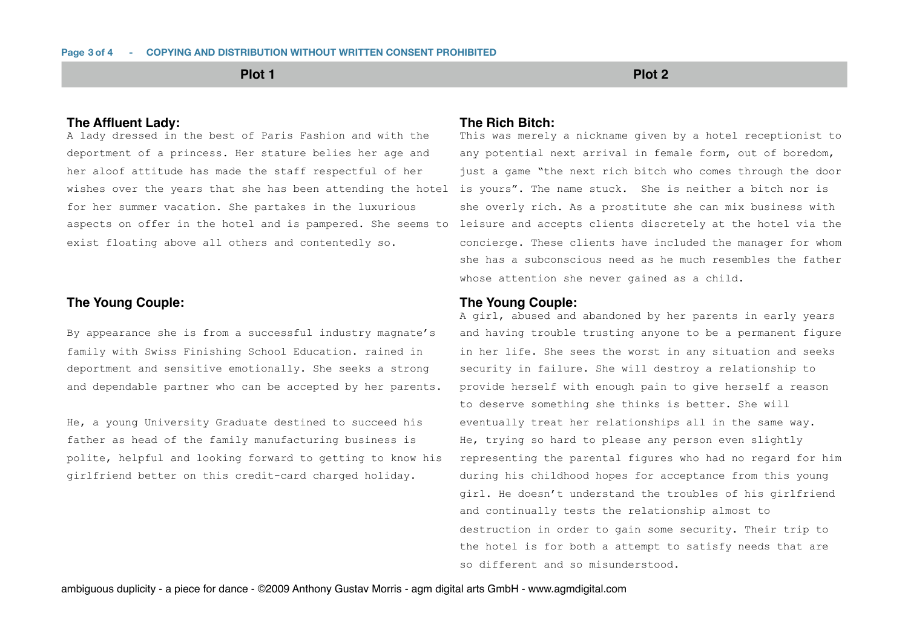## Plot 1

### The Affluent Lady:

A lady dressed in the best of Paris Fashion and with the deportment of a princess. Her stature belies her age and her aloof attitude has made the staff respectful of her wishes over the years that she has been attending the hotel for her summer vacation. She partakes in the luxurious aspects on offer in the hotel and is pampered. She seems to exist floating above all others and contentedly so.

### The Young Couple:

By appearance she is from a successful industry magnate's family with Swiss Finishing School Education. rained in deportment and sensitive emotionally. She seeks a strong and dependable partner who can be accepted by her parents.

He, a young University Graduate destined to succeed his father as head of the family manufacturing business is polite, helpful and looking forward to getting to know his girlfriend better on this credit-card charged holiday.

## Plot 2

### The Rich Bitch:

This was merely a nickname given by a hotel receptionist to any potential next arrival in female form, out of boredom, just a game "the next rich bitch who comes through the door is yours". The name stuck. She is neither a bitch nor is she overly rich. As a prostitute she can mix business with leisure and accepts clients discretely at the hotel via the concierge. These clients have included the manager for whom she has a subconscious need as he much resembles the father whose attention she never gained as a child.

### The Young Couple:

A girl, abused and abandoned by her parents in early years and having trouble trusting anyone to be a permanent figure in her life. She sees the worst in any situation and seeks security in failure. She will destroy a relationship to provide herself with enough pain to give herself a reason to deserve something she thinks is better. She will eventually treat her relationships all in the same way. He, trying so hard to please any person even slightly representing the parental figures who had no regard for him during his childhood hopes for acceptance from this young girl. He doesn't understand the troubles of his girlfriend and continually tests the relationship almost to destruction in order to gain some security. Their trip to the hotel is for both a attempt to satisfy needs that are so different and so misunderstood.